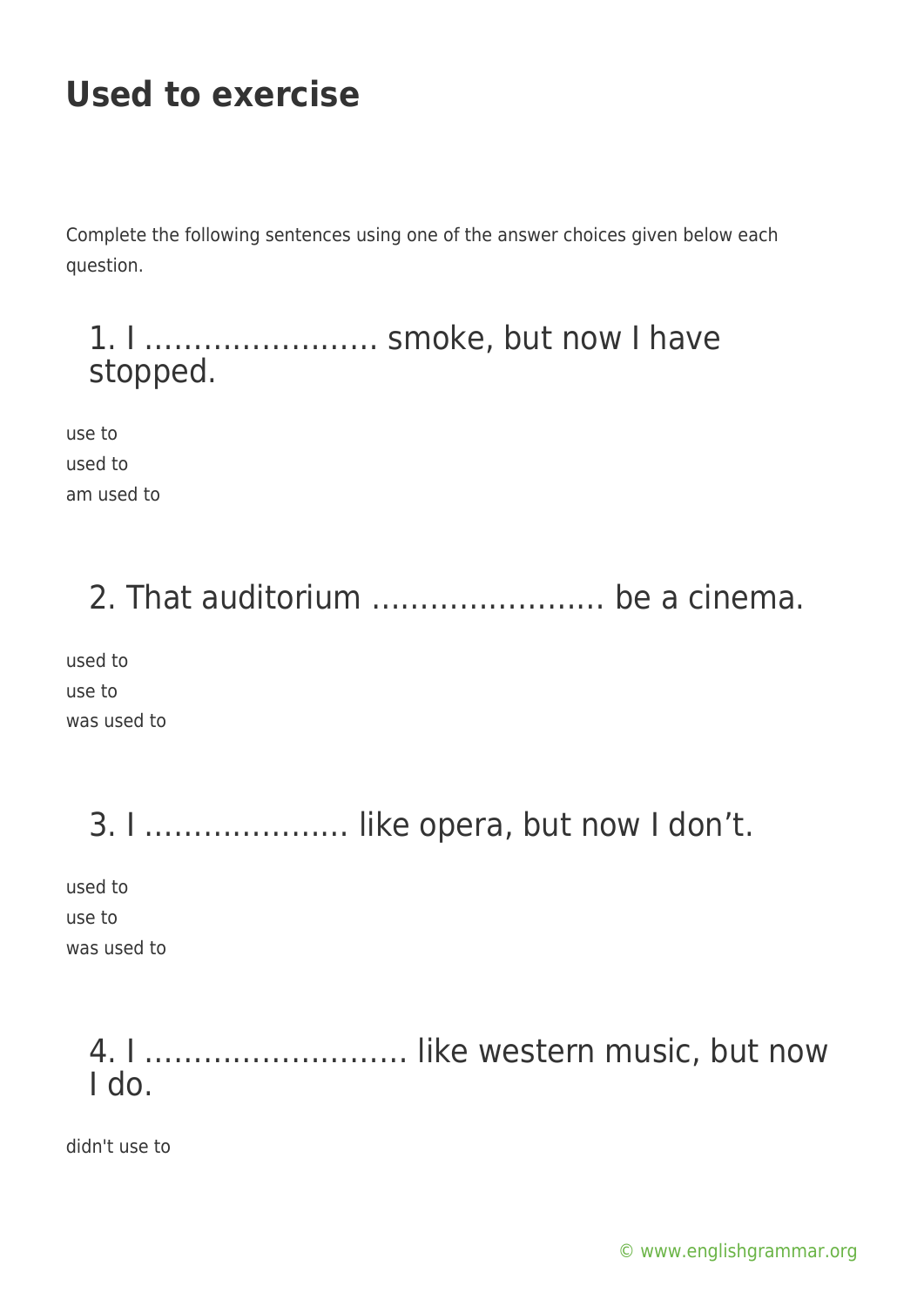# Used to exercise

Complete the following sentences using one of the answer choices given below each question.

## 1. I …………………… smoke, but now I have stopped.

use to
used to
am used to

## 2. That auditorium …………………… be a cinema.

used to
use to
was used to

## 3. I ………………… like opera, but now I don't.

used to
use to
was used to

## 4. I ……………………… like western music, but now I do.

didn't use to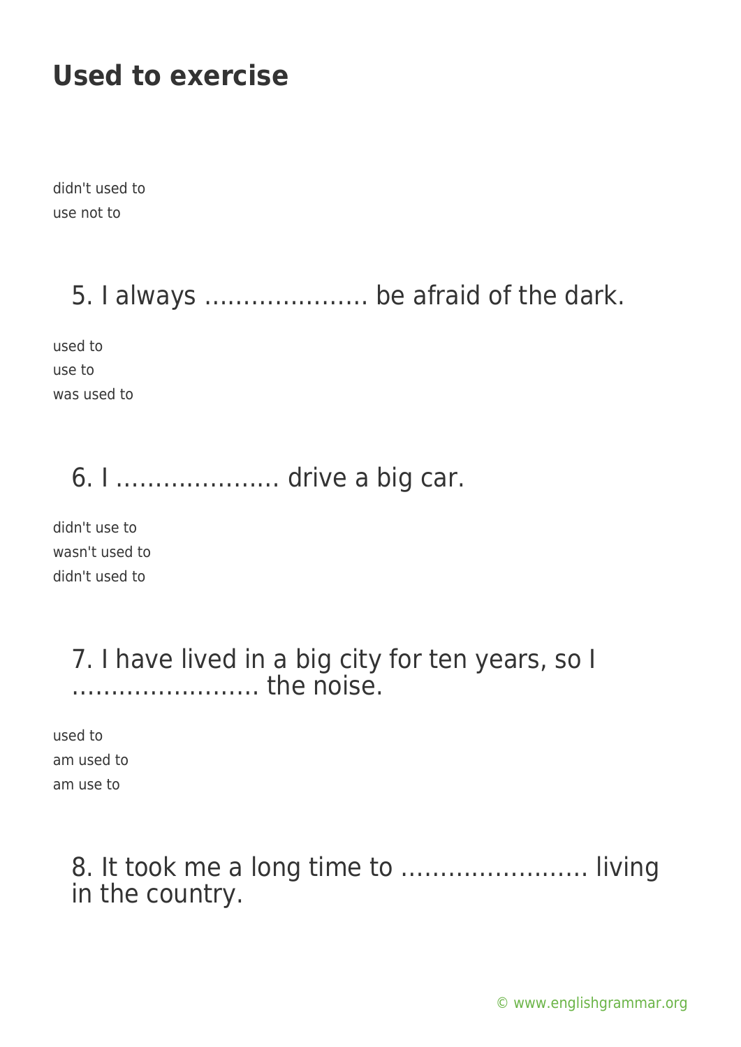# Used to exercise

didn't used to
use not to

5. I always ………………… be afraid of the dark.

used to
use to
was used to

6. I ………………… drive a big car.

didn't use to
wasn't used to
didn't used to

7. I have lived in a big city for ten years, so I …………………… the noise.

used to
am used to
am use to

8. It took me a long time to …………………… living in the country.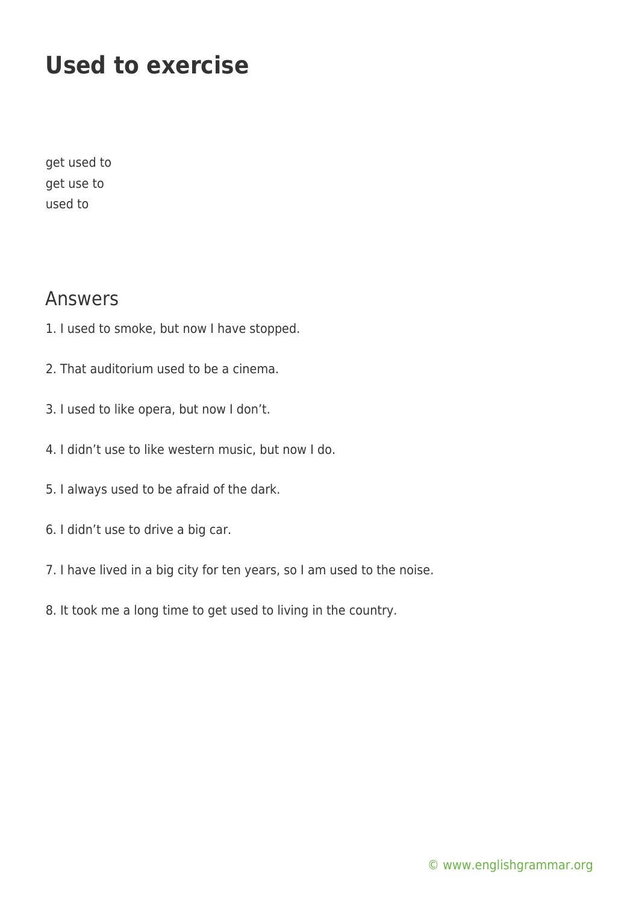# Used to exercise

get used to
get use to
used to

## Answers

1. I used to smoke, but now I have stopped.

2. That auditorium used to be a cinema.

3. I used to like opera, but now I don't.

4. I didn't use to like western music, but now I do.

5. I always used to be afraid of the dark.

6. I didn't use to drive a big car.

7. I have lived in a big city for ten years, so I am used to the noise.

8. It took me a long time to get used to living in the country.